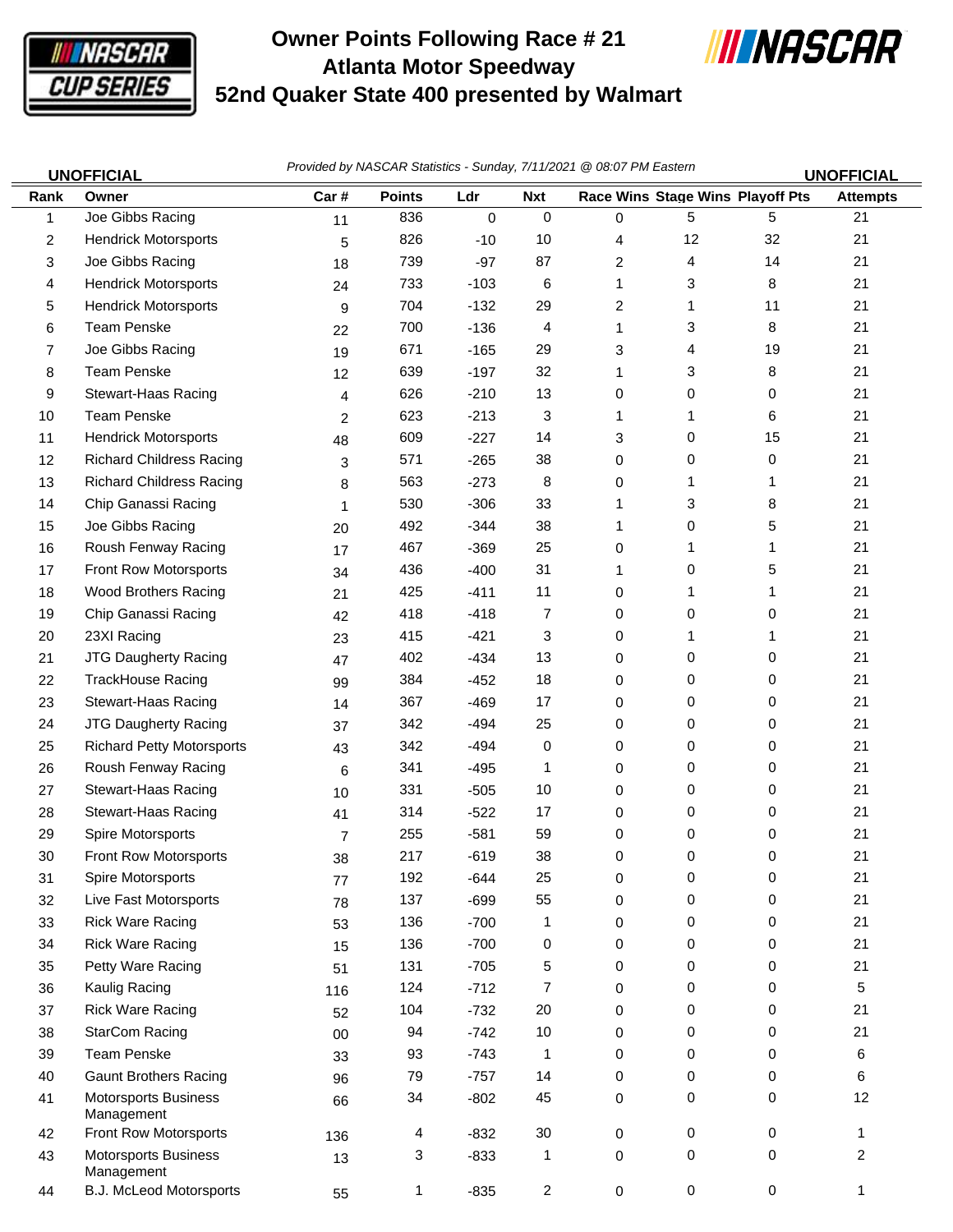# Owner Points Following Race # 21
## Atlanta Motor Speedway
## 52nd Quaker State 400 presented by Walmart

**UNOFFICIAL** *Provided by NASCAR Statistics - Sunday, 7/11/2021 @ 08:07 PM Eastern* **UNOFFICIAL**

| Rank | Owner | Car # | Points | Ldr | Nxt | Race Wins | Stage Wins | Playoff Pts | Attempts |
|---|---|---|---|---|---|---|---|---|---|
| 1 | Joe Gibbs Racing | 11 | 836 | 0 | 0 | 0 | 5 | 5 | 21 |
| 2 | Hendrick Motorsports | 5 | 826 | -10 | 10 | 4 | 12 | 32 | 21 |
| 3 | Joe Gibbs Racing | 18 | 739 | -97 | 87 | 2 | 4 | 14 | 21 |
| 4 | Hendrick Motorsports | 24 | 733 | -103 | 6 | 1 | 3 | 8 | 21 |
| 5 | Hendrick Motorsports | 9 | 704 | -132 | 29 | 2 | 1 | 11 | 21 |
| 6 | Team Penske | 22 | 700 | -136 | 4 | 1 | 3 | 8 | 21 |
| 7 | Joe Gibbs Racing | 19 | 671 | -165 | 29 | 3 | 4 | 19 | 21 |
| 8 | Team Penske | 12 | 639 | -197 | 32 | 1 | 3 | 8 | 21 |
| 9 | Stewart-Haas Racing | 4 | 626 | -210 | 13 | 0 | 0 | 0 | 21 |
| 10 | Team Penske | 2 | 623 | -213 | 3 | 1 | 1 | 6 | 21 |
| 11 | Hendrick Motorsports | 48 | 609 | -227 | 14 | 3 | 0 | 15 | 21 |
| 12 | Richard Childress Racing | 3 | 571 | -265 | 38 | 0 | 0 | 0 | 21 |
| 13 | Richard Childress Racing | 8 | 563 | -273 | 8 | 0 | 1 | 1 | 21 |
| 14 | Chip Ganassi Racing | 1 | 530 | -306 | 33 | 1 | 3 | 8 | 21 |
| 15 | Joe Gibbs Racing | 20 | 492 | -344 | 38 | 1 | 0 | 5 | 21 |
| 16 | Roush Fenway Racing | 17 | 467 | -369 | 25 | 0 | 1 | 1 | 21 |
| 17 | Front Row Motorsports | 34 | 436 | -400 | 31 | 1 | 0 | 5 | 21 |
| 18 | Wood Brothers Racing | 21 | 425 | -411 | 11 | 0 | 1 | 1 | 21 |
| 19 | Chip Ganassi Racing | 42 | 418 | -418 | 7 | 0 | 0 | 0 | 21 |
| 20 | 23XI Racing | 23 | 415 | -421 | 3 | 0 | 1 | 1 | 21 |
| 21 | JTG Daugherty Racing | 47 | 402 | -434 | 13 | 0 | 0 | 0 | 21 |
| 22 | TrackHouse Racing | 99 | 384 | -452 | 18 | 0 | 0 | 0 | 21 |
| 23 | Stewart-Haas Racing | 14 | 367 | -469 | 17 | 0 | 0 | 0 | 21 |
| 24 | JTG Daugherty Racing | 37 | 342 | -494 | 25 | 0 | 0 | 0 | 21 |
| 25 | Richard Petty Motorsports | 43 | 342 | -494 | 0 | 0 | 0 | 0 | 21 |
| 26 | Roush Fenway Racing | 6 | 341 | -495 | 1 | 0 | 0 | 0 | 21 |
| 27 | Stewart-Haas Racing | 10 | 331 | -505 | 10 | 0 | 0 | 0 | 21 |
| 28 | Stewart-Haas Racing | 41 | 314 | -522 | 17 | 0 | 0 | 0 | 21 |
| 29 | Spire Motorsports | 7 | 255 | -581 | 59 | 0 | 0 | 0 | 21 |
| 30 | Front Row Motorsports | 38 | 217 | -619 | 38 | 0 | 0 | 0 | 21 |
| 31 | Spire Motorsports | 77 | 192 | -644 | 25 | 0 | 0 | 0 | 21 |
| 32 | Live Fast Motorsports | 78 | 137 | -699 | 55 | 0 | 0 | 0 | 21 |
| 33 | Rick Ware Racing | 53 | 136 | -700 | 1 | 0 | 0 | 0 | 21 |
| 34 | Rick Ware Racing | 15 | 136 | -700 | 0 | 0 | 0 | 0 | 21 |
| 35 | Petty Ware Racing | 51 | 131 | -705 | 5 | 0 | 0 | 0 | 21 |
| 36 | Kaulig Racing | 116 | 124 | -712 | 7 | 0 | 0 | 0 | 5 |
| 37 | Rick Ware Racing | 52 | 104 | -732 | 20 | 0 | 0 | 0 | 21 |
| 38 | StarCom Racing | 00 | 94 | -742 | 10 | 0 | 0 | 0 | 21 |
| 39 | Team Penske | 33 | 93 | -743 | 1 | 0 | 0 | 0 | 6 |
| 40 | Gaunt Brothers Racing | 96 | 79 | -757 | 14 | 0 | 0 | 0 | 6 |
| 41 | Motorsports Business Management | 66 | 34 | -802 | 45 | 0 | 0 | 0 | 12 |
| 42 | Front Row Motorsports | 136 | 4 | -832 | 30 | 0 | 0 | 0 | 1 |
| 43 | Motorsports Business Management | 13 | 3 | -833 | 1 | 0 | 0 | 0 | 2 |
| 44 | B.J. McLeod Motorsports | 55 | 1 | -835 | 2 | 0 | 0 | 0 | 1 |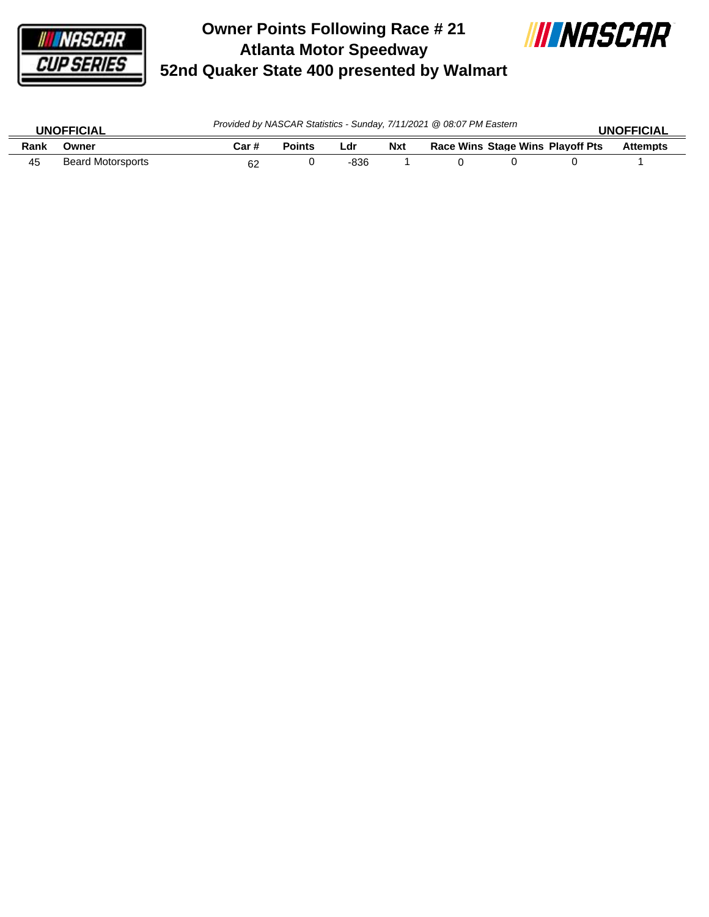# Owner Points Following Race # 21
## Atlanta Motor Speedway
## 52nd Quaker State 400 presented by Walmart

**UNOFFICIAL** *Provided by NASCAR Statistics - Sunday, 7/11/2021 @ 08:07 PM Eastern* **UNOFFICIAL**

| Rank | Owner | Car # | Points | Ldr | Nxt | Race Wins | Stage Wins | Playoff Pts | Attempts |
|---|---|---|---|---|---|---|---|---|---|
| 45 | Beard Motorsports | 62 | 0 | -836 | 1 | 0 | 0 | 0 | 1 |